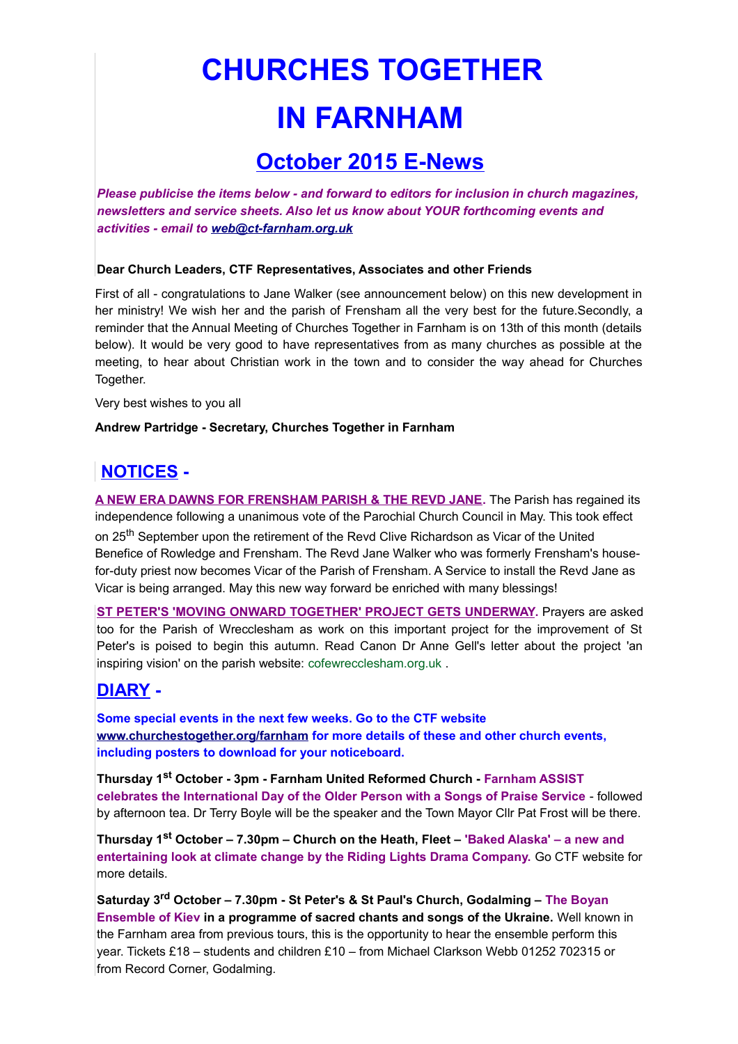# CHURCHES TOGETHER IN FARNHAM

## October 2015 E-News

***Please publicise the items below - and forward to editors for inclusion in church magazines, newsletters and service sheets. Also let us know about YOUR forthcoming events and activities - email to web@ct-farnham.org.uk***

**Dear Church Leaders, CTF Representatives, Associates and other Friends**

First of all - congratulations to Jane Walker (see announcement below) on this new development in her ministry! We wish her and the parish of Frensham all the very best for the future.Secondly, a reminder that the Annual Meeting of Churches Together in Farnham is on 13th of this month (details below). It would be very good to have representatives from as many churches as possible at the meeting, to hear about Christian work in the town and to consider the way ahead for Churches Together.

Very best wishes to you all

**Andrew Partridge - Secretary, Churches Together in Farnham**

## NOTICES -

**A NEW ERA DAWNS FOR FRENSHAM PARISH & THE REVD JANE.** The Parish has regained its independence following a unanimous vote of the Parochial Church Council in May. This took effect on 25th September upon the retirement of the Revd Clive Richardson as Vicar of the United Benefice of Rowledge and Frensham. The Revd Jane Walker who was formerly Frensham's house-for-duty priest now becomes Vicar of the Parish of Frensham. A Service to install the Revd Jane as Vicar is being arranged. May this new way forward be enriched with many blessings!

**ST PETER'S 'MOVING ONWARD TOGETHER' PROJECT GETS UNDERWAY.** Prayers are asked too for the Parish of Wrecclesham as work on this important project for the improvement of St Peter's is poised to begin this autumn. Read Canon Dr Anne Gell's letter about the project 'an inspiring vision' on the parish website: cofewrecclesham.org.uk .

## DIARY -

**Some special events in the next few weeks. Go to the CTF website www.churchestogether.org/farnham for more details of these and other church events, including posters to download for your noticeboard.**

**Thursday 1st October - 3pm - Farnham United Reformed Church - Farnham ASSIST celebrates the International Day of the Older Person with a Songs of Praise Service** - followed by afternoon tea. Dr Terry Boyle will be the speaker and the Town Mayor Cllr Pat Frost will be there.

**Thursday 1st October – 7.30pm – Church on the Heath, Fleet – 'Baked Alaska' – a new and entertaining look at climate change by the Riding Lights Drama Company.** Go CTF website for more details.

**Saturday 3rd October – 7.30pm - St Peter's & St Paul's Church, Godalming – The Boyan Ensemble of Kiev in a programme of sacred chants and songs of the Ukraine.** Well known in the Farnham area from previous tours, this is the opportunity to hear the ensemble perform this year. Tickets £18 – students and children £10 – from Michael Clarkson Webb 01252 702315 or from Record Corner, Godalming.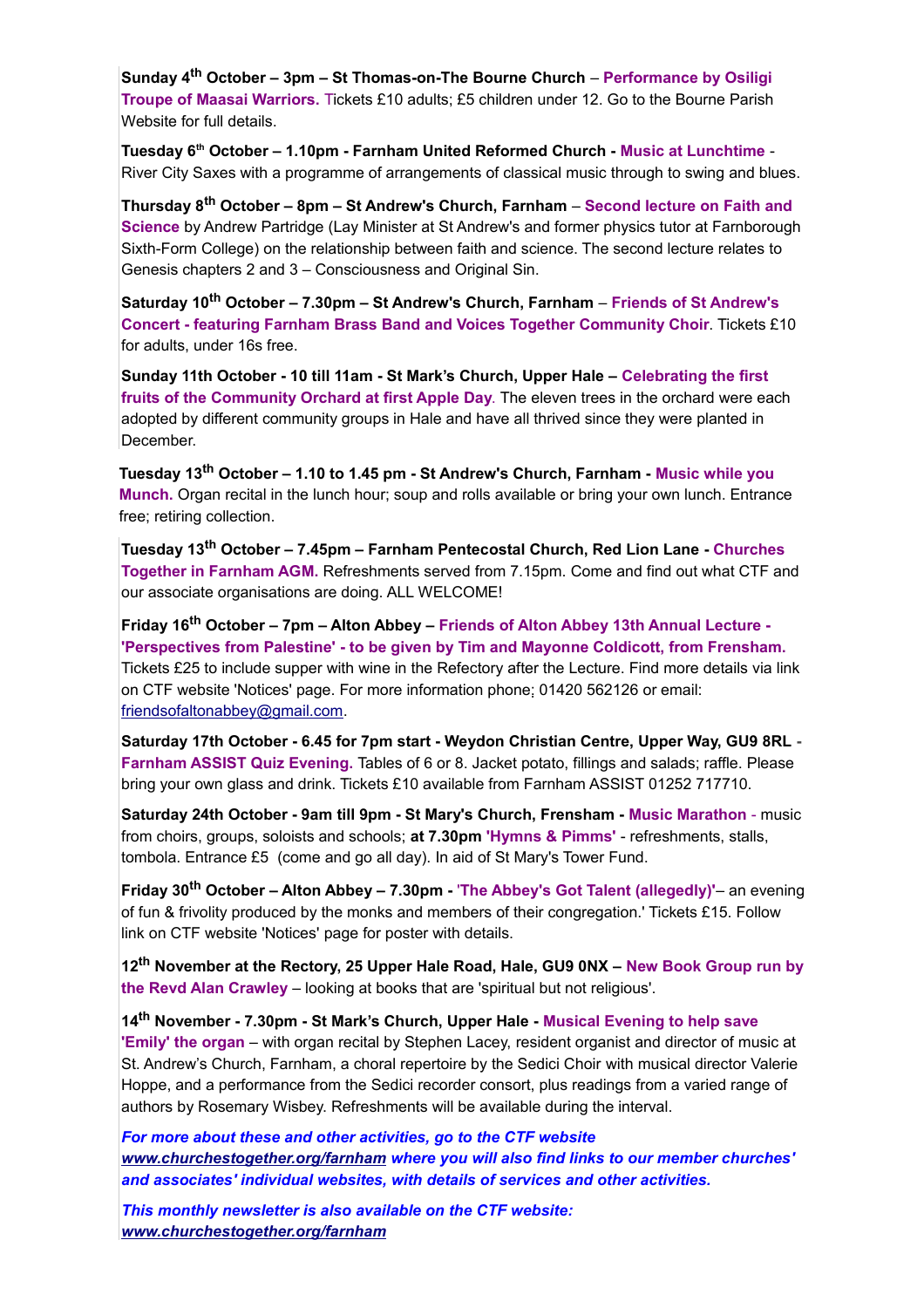**Sunday 4th October – 3pm – St Thomas-on-The Bourne Church** – **Performance by Osiligi Troupe of Maasai Warriors.** Tickets £10 adults; £5 children under 12. Go to the Bourne Parish Website for full details.

**Tuesday 6th October – 1.10pm - Farnham United Reformed Church - Music at Lunchtime** - River City Saxes with a programme of arrangements of classical music through to swing and blues.

**Thursday 8th October – 8pm – St Andrew's Church, Farnham** – **Second lecture on Faith and Science** by Andrew Partridge (Lay Minister at St Andrew's and former physics tutor at Farnborough Sixth-Form College) on the relationship between faith and science. The second lecture relates to Genesis chapters 2 and 3 – Consciousness and Original Sin.

**Saturday 10th October – 7.30pm – St Andrew's Church, Farnham** – **Friends of St Andrew's Concert - featuring Farnham Brass Band and Voices Together Community Choir**. Tickets £10 for adults, under 16s free.

**Sunday 11th October - 10 till 11am - St Mark's Church, Upper Hale – Celebrating the first fruits of the Community Orchard at first Apple Day**. The eleven trees in the orchard were each adopted by different community groups in Hale and have all thrived since they were planted in December.

**Tuesday 13th October – 1.10 to 1.45 pm - St Andrew's Church, Farnham - Music while you Munch.** Organ recital in the lunch hour; soup and rolls available or bring your own lunch. Entrance free; retiring collection.

**Tuesday 13th October – 7.45pm – Farnham Pentecostal Church, Red Lion Lane - Churches Together in Farnham AGM.** Refreshments served from 7.15pm. Come and find out what CTF and our associate organisations are doing. ALL WELCOME!

**Friday 16th October – 7pm – Alton Abbey – Friends of Alton Abbey 13th Annual Lecture - 'Perspectives from Palestine' - to be given by Tim and Mayonne Coldicott, from Frensham.** Tickets £25 to include supper with wine in the Refectory after the Lecture. Find more details via link on CTF website 'Notices' page. For more information phone: 01420 562126 or email: friendsofaltonabbey@gmail.com.

**Saturday 17th October - 6.45 for 7pm start - Weydon Christian Centre, Upper Way, GU9 8RL - Farnham ASSIST Quiz Evening.** Tables of 6 or 8. Jacket potato, fillings and salads; raffle. Please bring your own glass and drink. Tickets £10 available from Farnham ASSIST 01252 717710.

**Saturday 24th October - 9am till 9pm - St Mary's Church, Frensham - Music Marathon** - music from choirs, groups, soloists and schools; **at 7.30pm 'Hymns & Pimms'** - refreshments, stalls, tombola. Entrance £5 (come and go all day). In aid of St Mary's Tower Fund.

**Friday 30th October – Alton Abbey – 7.30pm - 'The Abbey's Got Talent (allegedly)'**– an evening of fun & frivolity produced by the monks and members of their congregation.' Tickets £15. Follow link on CTF website 'Notices' page for poster with details.

**12th November at the Rectory, 25 Upper Hale Road, Hale, GU9 0NX – New Book Group run by the Revd Alan Crawley** – looking at books that are 'spiritual but not religious'.

**14th November - 7.30pm - St Mark's Church, Upper Hale - Musical Evening to help save 'Emily' the organ** – with organ recital by Stephen Lacey, resident organist and director of music at St. Andrew's Church, Farnham, a choral repertoire by the Sedici Choir with musical director Valerie Hoppe, and a performance from the Sedici recorder consort, plus readings from a varied range of authors by Rosemary Wisbey. Refreshments will be available during the interval.

***For more about these and other activities, go to the CTF website www.churchestogether.org/farnham where you will also find links to our member churches' and associates' individual websites, with details of services and other activities.***

***This monthly newsletter is also available on the CTF website: www.churchestogether.org/farnham***